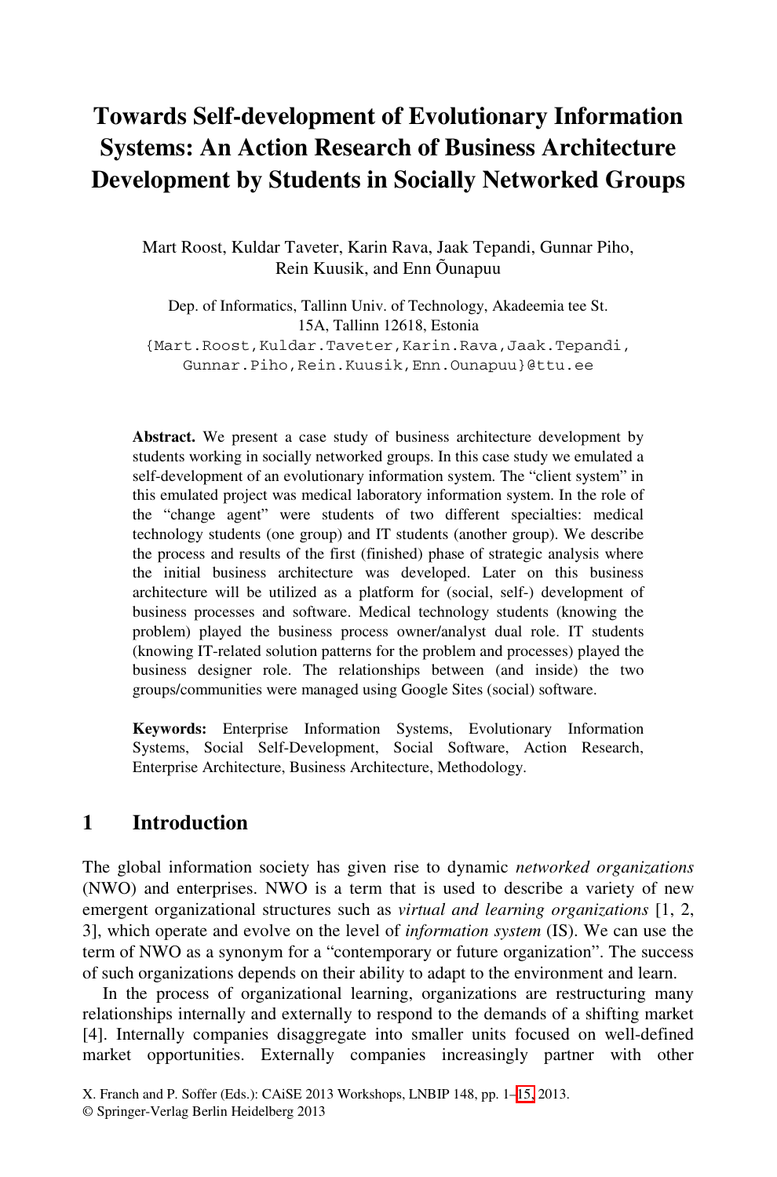# Towards Self-development of Evolutionary Information Systems: An Action Research of Business Architecture Development by Students in Socially Networked Groups

Mart Roost, Kuldar Taveter, Karin Rava, Jaak Tepandi, Gunnar Piho, Rein Kuusik, and Enn Õunapuu

Dep. of Informatics, Tallinn Univ. of Technology, Akadeemia tee St. 15A, Tallinn 12618, Estonia
{Mart.Roost,Kuldar.Taveter,Karin.Rava,Jaak.Tepandi, Gunnar.Piho,Rein.Kuusik,Enn.Ounapuu}@ttu.ee

**Abstract.** We present a case study of business architecture development by students working in socially networked groups. In this case study we emulated a self-development of an evolutionary information system. The "client system" in this emulated project was medical laboratory information system. In the role of the "change agent" were students of two different specialties: medical technology students (one group) and IT students (another group). We describe the process and results of the first (finished) phase of strategic analysis where the initial business architecture was developed. Later on this business architecture will be utilized as a platform for (social, self-) development of business processes and software. Medical technology students (knowing the problem) played the business process owner/analyst dual role. IT students (knowing IT-related solution patterns for the problem and processes) played the business designer role. The relationships between (and inside) the two groups/communities were managed using Google Sites (social) software.

**Keywords:** Enterprise Information Systems, Evolutionary Information Systems, Social Self-Development, Social Software, Action Research, Enterprise Architecture, Business Architecture, Methodology.

## 1 Introduction

The global information society has given rise to dynamic *networked organizations* (NWO) and enterprises. NWO is a term that is used to describe a variety of new emergent organizational structures such as *virtual and learning organizations* [1, 2, 3], which operate and evolve on the level of *information system* (IS). We can use the term of NWO as a synonym for a "contemporary or future organization". The success of such organizations depends on their ability to adapt to the environment and learn.

In the process of organizational learning, organizations are restructuring many relationships internally and externally to respond to the demands of a shifting market [4]. Internally companies disaggregate into smaller units focused on well-defined market opportunities. Externally companies increasingly partner with other

X. Franch and P. Soffer (Eds.): CAiSE 2013 Workshops, LNBIP 148, pp. 1–15, 2013.
© Springer-Verlag Berlin Heidelberg 2013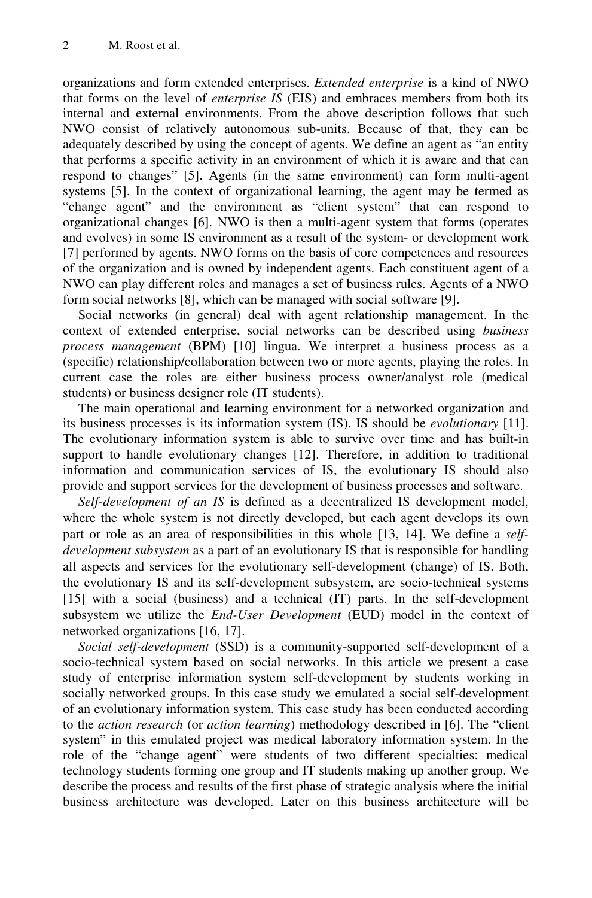organizations and form extended enterprises. *Extended enterprise* is a kind of NWO that forms on the level of *enterprise IS* (EIS) and embraces members from both its internal and external environments. From the above description follows that such NWO consist of relatively autonomous sub-units. Because of that, they can be adequately described by using the concept of agents. We define an agent as "an entity that performs a specific activity in an environment of which it is aware and that can respond to changes" [5]. Agents (in the same environment) can form multi-agent systems [5]. In the context of organizational learning, the agent may be termed as "change agent" and the environment as "client system" that can respond to organizational changes [6]. NWO is then a multi-agent system that forms (operates and evolves) in some IS environment as a result of the system- or development work [7] performed by agents. NWO forms on the basis of core competences and resources of the organization and is owned by independent agents. Each constituent agent of a NWO can play different roles and manages a set of business rules. Agents of a NWO form social networks [8], which can be managed with social software [9].

Social networks (in general) deal with agent relationship management. In the context of extended enterprise, social networks can be described using *business process management* (BPM) [10] lingua. We interpret a business process as a (specific) relationship/collaboration between two or more agents, playing the roles. In current case the roles are either business process owner/analyst role (medical students) or business designer role (IT students).

The main operational and learning environment for a networked organization and its business processes is its information system (IS). IS should be *evolutionary* [11]. The evolutionary information system is able to survive over time and has built-in support to handle evolutionary changes [12]. Therefore, in addition to traditional information and communication services of IS, the evolutionary IS should also provide and support services for the development of business processes and software.

*Self-development of an IS* is defined as a decentralized IS development model, where the whole system is not directly developed, but each agent develops its own part or role as an area of responsibilities in this whole [13, 14]. We define a *self-development subsystem* as a part of an evolutionary IS that is responsible for handling all aspects and services for the evolutionary self-development (change) of IS. Both, the evolutionary IS and its self-development subsystem, are socio-technical systems [15] with a social (business) and a technical (IT) parts. In the self-development subsystem we utilize the *End-User Development* (EUD) model in the context of networked organizations [16, 17].

*Social self-development* (SSD) is a community-supported self-development of a socio-technical system based on social networks. In this article we present a case study of enterprise information system self-development by students working in socially networked groups. In this case study we emulated a social self-development of an evolutionary information system. This case study has been conducted according to the *action research* (or *action learning*) methodology described in [6]. The "client system" in this emulated project was medical laboratory information system. In the role of the "change agent" were students of two different specialties: medical technology students forming one group and IT students making up another group. We describe the process and results of the first phase of strategic analysis where the initial business architecture was developed. Later on this business architecture will be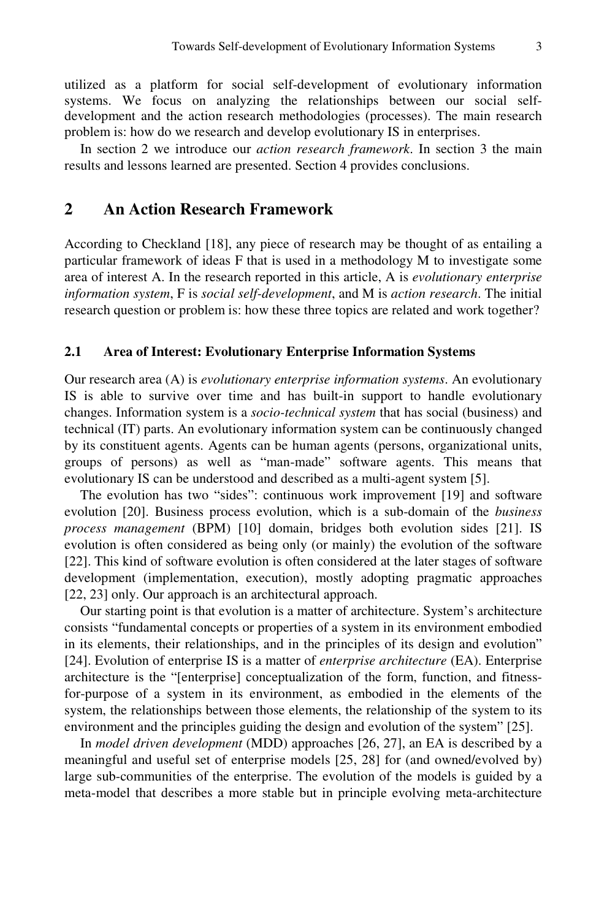utilized as a platform for social self-development of evolutionary information systems. We focus on analyzing the relationships between our social self-development and the action research methodologies (processes). The main research problem is: how do we research and develop evolutionary IS in enterprises.

In section 2 we introduce our *action research framework*. In section 3 the main results and lessons learned are presented. Section 4 provides conclusions.

## 2 An Action Research Framework

According to Checkland [18], any piece of research may be thought of as entailing a particular framework of ideas F that is used in a methodology M to investigate some area of interest A. In the research reported in this article, A is *evolutionary enterprise information system*, F is *social self-development*, and M is *action research*. The initial research question or problem is: how these three topics are related and work together?

### 2.1 Area of Interest: Evolutionary Enterprise Information Systems

Our research area (A) is *evolutionary enterprise information systems*. An evolutionary IS is able to survive over time and has built-in support to handle evolutionary changes. Information system is a *socio-technical system* that has social (business) and technical (IT) parts. An evolutionary information system can be continuously changed by its constituent agents. Agents can be human agents (persons, organizational units, groups of persons) as well as "man-made" software agents. This means that evolutionary IS can be understood and described as a multi-agent system [5].

The evolution has two "sides": continuous work improvement [19] and software evolution [20]. Business process evolution, which is a sub-domain of the *business process management* (BPM) [10] domain, bridges both evolution sides [21]. IS evolution is often considered as being only (or mainly) the evolution of the software [22]. This kind of software evolution is often considered at the later stages of software development (implementation, execution), mostly adopting pragmatic approaches [22, 23] only. Our approach is an architectural approach.

Our starting point is that evolution is a matter of architecture. System's architecture consists "fundamental concepts or properties of a system in its environment embodied in its elements, their relationships, and in the principles of its design and evolution" [24]. Evolution of enterprise IS is a matter of *enterprise architecture* (EA). Enterprise architecture is the "[enterprise] conceptualization of the form, function, and fitness-for-purpose of a system in its environment, as embodied in the elements of the system, the relationships between those elements, the relationship of the system to its environment and the principles guiding the design and evolution of the system" [25].

In *model driven development* (MDD) approaches [26, 27], an EA is described by a meaningful and useful set of enterprise models [25, 28] for (and owned/evolved by) large sub-communities of the enterprise. The evolution of the models is guided by a meta-model that describes a more stable but in principle evolving meta-architecture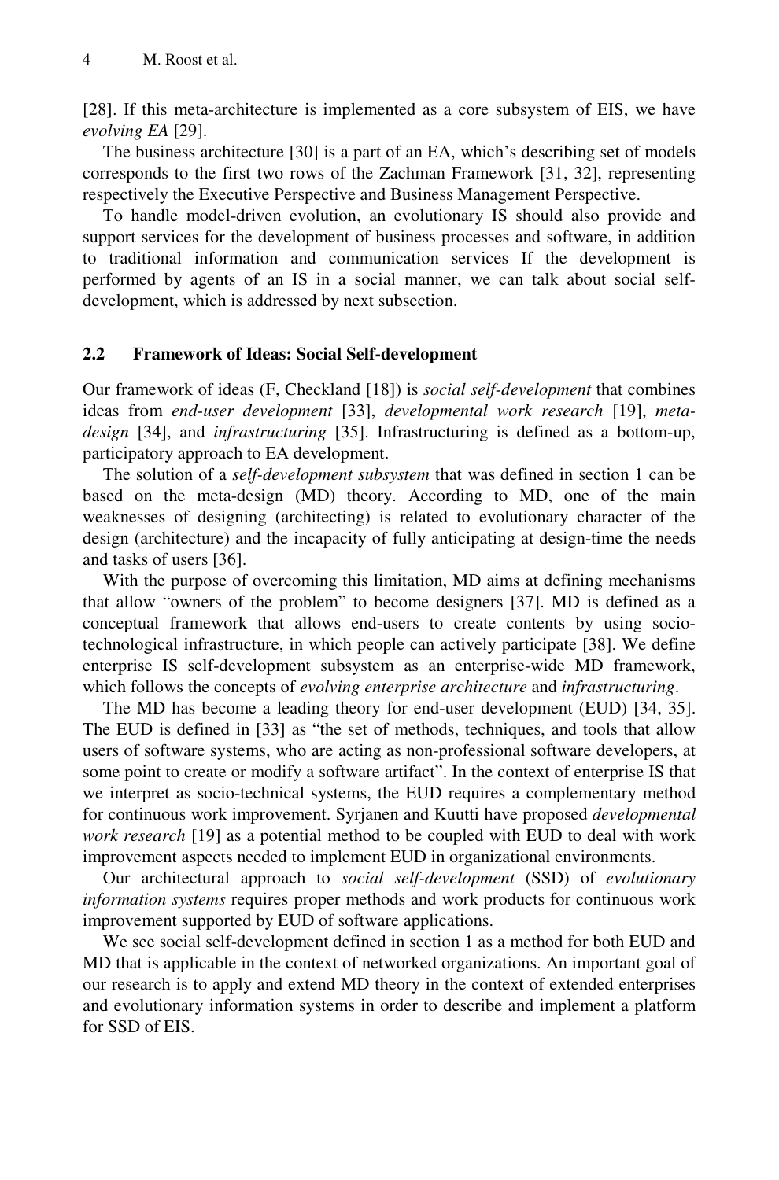[28]. If this meta-architecture is implemented as a core subsystem of EIS, we have *evolving EA* [29].

The business architecture [30] is a part of an EA, which's describing set of models corresponds to the first two rows of the Zachman Framework [31, 32], representing respectively the Executive Perspective and Business Management Perspective.

To handle model-driven evolution, an evolutionary IS should also provide and support services for the development of business processes and software, in addition to traditional information and communication services If the development is performed by agents of an IS in a social manner, we can talk about social self-development, which is addressed by next subsection.

### 2.2 Framework of Ideas: Social Self-development

Our framework of ideas (F, Checkland [18]) is *social self-development* that combines ideas from *end-user development* [33], *developmental work research* [19], *meta-design* [34], and *infrastructuring* [35]. Infrastructuring is defined as a bottom-up, participatory approach to EA development.

The solution of a *self-development subsystem* that was defined in section 1 can be based on the meta-design (MD) theory. According to MD, one of the main weaknesses of designing (architecting) is related to evolutionary character of the design (architecture) and the incapacity of fully anticipating at design-time the needs and tasks of users [36].

With the purpose of overcoming this limitation, MD aims at defining mechanisms that allow "owners of the problem" to become designers [37]. MD is defined as a conceptual framework that allows end-users to create contents by using socio-technological infrastructure, in which people can actively participate [38]. We define enterprise IS self-development subsystem as an enterprise-wide MD framework, which follows the concepts of *evolving enterprise architecture* and *infrastructuring*.

The MD has become a leading theory for end-user development (EUD) [34, 35]. The EUD is defined in [33] as "the set of methods, techniques, and tools that allow users of software systems, who are acting as non-professional software developers, at some point to create or modify a software artifact". In the context of enterprise IS that we interpret as socio-technical systems, the EUD requires a complementary method for continuous work improvement. Syrjanen and Kuutti have proposed *developmental work research* [19] as a potential method to be coupled with EUD to deal with work improvement aspects needed to implement EUD in organizational environments.

Our architectural approach to *social self-development* (SSD) of *evolutionary information systems* requires proper methods and work products for continuous work improvement supported by EUD of software applications.

We see social self-development defined in section 1 as a method for both EUD and MD that is applicable in the context of networked organizations. An important goal of our research is to apply and extend MD theory in the context of extended enterprises and evolutionary information systems in order to describe and implement a platform for SSD of EIS.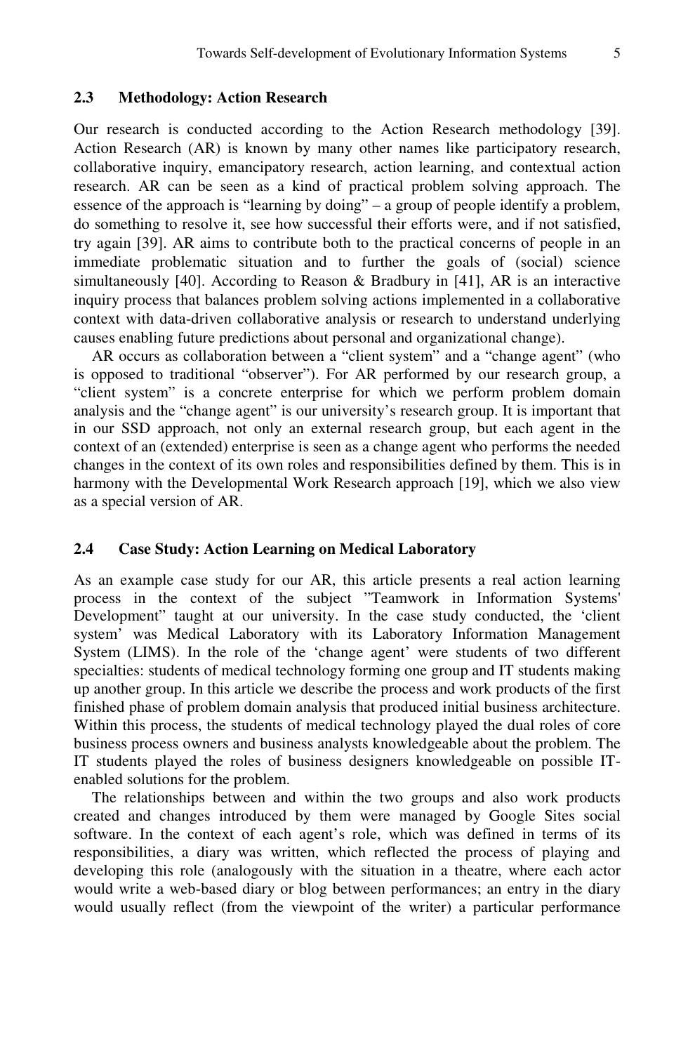### 2.3 Methodology: Action Research

Our research is conducted according to the Action Research methodology [39]. Action Research (AR) is known by many other names like participatory research, collaborative inquiry, emancipatory research, action learning, and contextual action research. AR can be seen as a kind of practical problem solving approach. The essence of the approach is "learning by doing" – a group of people identify a problem, do something to resolve it, see how successful their efforts were, and if not satisfied, try again [39]. AR aims to contribute both to the practical concerns of people in an immediate problematic situation and to further the goals of (social) science simultaneously [40]. According to Reason & Bradbury in [41], AR is an interactive inquiry process that balances problem solving actions implemented in a collaborative context with data-driven collaborative analysis or research to understand underlying causes enabling future predictions about personal and organizational change).

AR occurs as collaboration between a "client system" and a "change agent" (who is opposed to traditional "observer"). For AR performed by our research group, a "client system" is a concrete enterprise for which we perform problem domain analysis and the "change agent" is our university's research group. It is important that in our SSD approach, not only an external research group, but each agent in the context of an (extended) enterprise is seen as a change agent who performs the needed changes in the context of its own roles and responsibilities defined by them. This is in harmony with the Developmental Work Research approach [19], which we also view as a special version of AR.

### 2.4 Case Study: Action Learning on Medical Laboratory

As an example case study for our AR, this article presents a real action learning process in the context of the subject "Teamwork in Information Systems' Development" taught at our university. In the case study conducted, the 'client system' was Medical Laboratory with its Laboratory Information Management System (LIMS). In the role of the 'change agent' were students of two different specialties: students of medical technology forming one group and IT students making up another group. In this article we describe the process and work products of the first finished phase of problem domain analysis that produced initial business architecture. Within this process, the students of medical technology played the dual roles of core business process owners and business analysts knowledgeable about the problem. The IT students played the roles of business designers knowledgeable on possible IT-enabled solutions for the problem.

The relationships between and within the two groups and also work products created and changes introduced by them were managed by Google Sites social software. In the context of each agent's role, which was defined in terms of its responsibilities, a diary was written, which reflected the process of playing and developing this role (analogously with the situation in a theatre, where each actor would write a web-based diary or blog between performances; an entry in the diary would usually reflect (from the viewpoint of the writer) a particular performance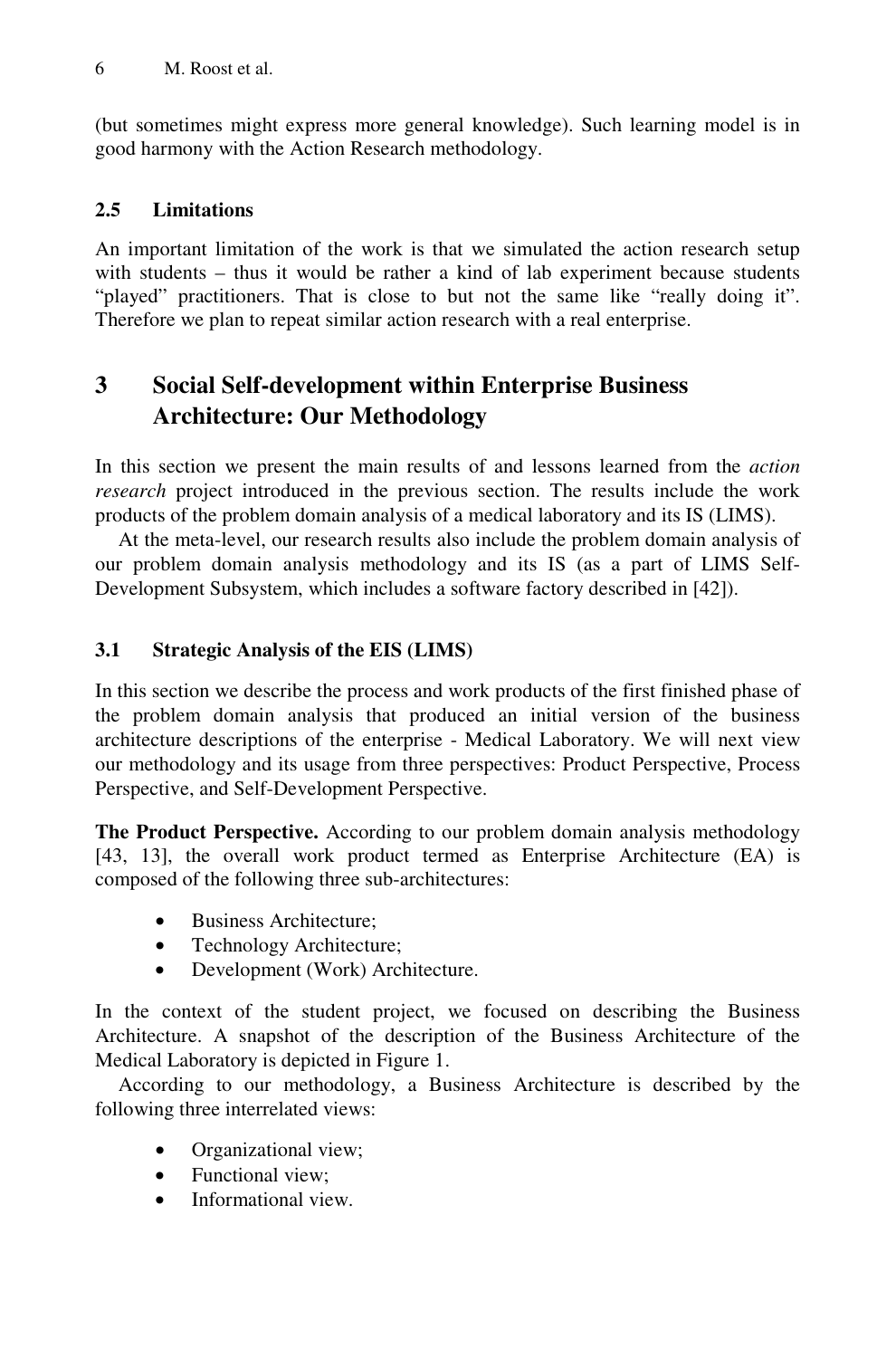(but sometimes might express more general knowledge). Such learning model is in good harmony with the Action Research methodology.

### 2.5 Limitations

An important limitation of the work is that we simulated the action research setup with students – thus it would be rather a kind of lab experiment because students "played" practitioners. That is close to but not the same like "really doing it". Therefore we plan to repeat similar action research with a real enterprise.

## 3 Social Self-development within Enterprise Business Architecture: Our Methodology

In this section we present the main results of and lessons learned from the *action research* project introduced in the previous section. The results include the work products of the problem domain analysis of a medical laboratory and its IS (LIMS).

At the meta-level, our research results also include the problem domain analysis of our problem domain analysis methodology and its IS (as a part of LIMS Self-Development Subsystem, which includes a software factory described in [42]).

### 3.1 Strategic Analysis of the EIS (LIMS)

In this section we describe the process and work products of the first finished phase of the problem domain analysis that produced an initial version of the business architecture descriptions of the enterprise - Medical Laboratory. We will next view our methodology and its usage from three perspectives: Product Perspective, Process Perspective, and Self-Development Perspective.

**The Product Perspective.** According to our problem domain analysis methodology [43, 13], the overall work product termed as Enterprise Architecture (EA) is composed of the following three sub-architectures:

- Business Architecture;
- Technology Architecture;
- Development (Work) Architecture.

In the context of the student project, we focused on describing the Business Architecture. A snapshot of the description of the Business Architecture of the Medical Laboratory is depicted in Figure 1.

According to our methodology, a Business Architecture is described by the following three interrelated views:

- Organizational view;
- Functional view;
- Informational view.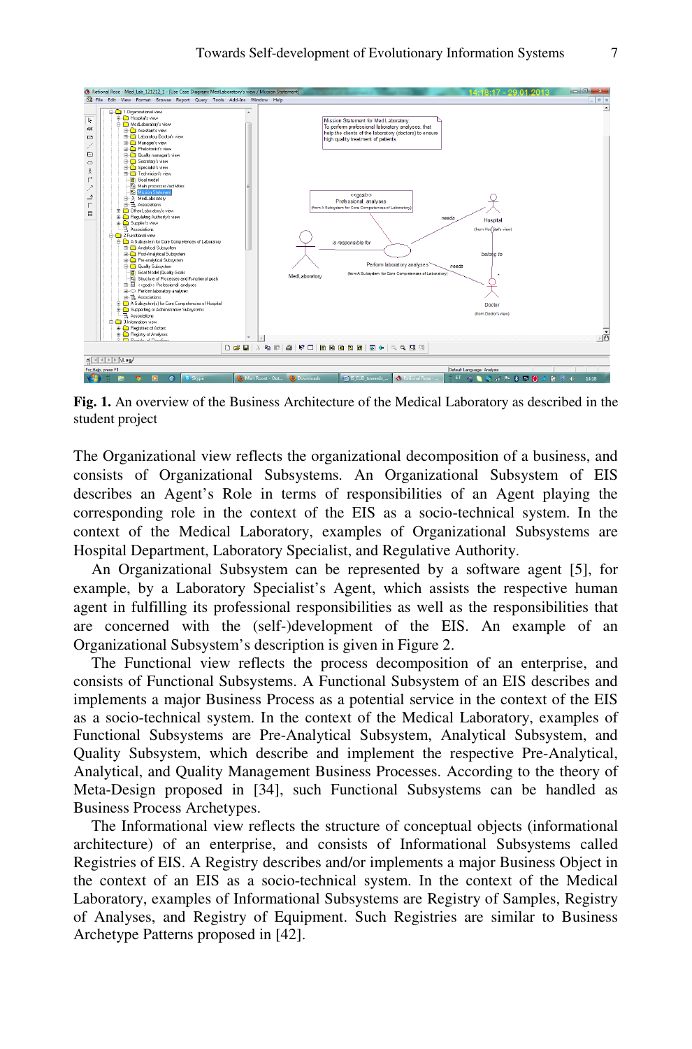**Fig. 1.** An overview of the Business Architecture of the Medical Laboratory as described in the student project

The Organizational view reflects the organizational decomposition of a business, and consists of Organizational Subsystems. An Organizational Subsystem of EIS describes an Agent's Role in terms of responsibilities of an Agent playing the corresponding role in the context of the EIS as a socio-technical system. In the context of the Medical Laboratory, examples of Organizational Subsystems are Hospital Department, Laboratory Specialist, and Regulative Authority.

An Organizational Subsystem can be represented by a software agent [5], for example, by a Laboratory Specialist's Agent, which assists the respective human agent in fulfilling its professional responsibilities as well as the responsibilities that are concerned with the (self-)development of the EIS. An example of an Organizational Subsystem's description is given in Figure 2.

The Functional view reflects the process decomposition of an enterprise, and consists of Functional Subsystems. A Functional Subsystem of an EIS describes and implements a major Business Process as a potential service in the context of the EIS as a socio-technical system. In the context of the Medical Laboratory, examples of Functional Subsystems are Pre-Analytical Subsystem, Analytical Subsystem, and Quality Subsystem, which describe and implement the respective Pre-Analytical, Analytical, and Quality Management Business Processes. According to the theory of Meta-Design proposed in [34], such Functional Subsystems can be handled as Business Process Archetypes.

The Informational view reflects the structure of conceptual objects (informational architecture) of an enterprise, and consists of Informational Subsystems called Registries of EIS. A Registry describes and/or implements a major Business Object in the context of an EIS as a socio-technical system. In the context of the Medical Laboratory, examples of Informational Subsystems are Registry of Samples, Registry of Analyses, and Registry of Equipment. Such Registries are similar to Business Archetype Patterns proposed in [42].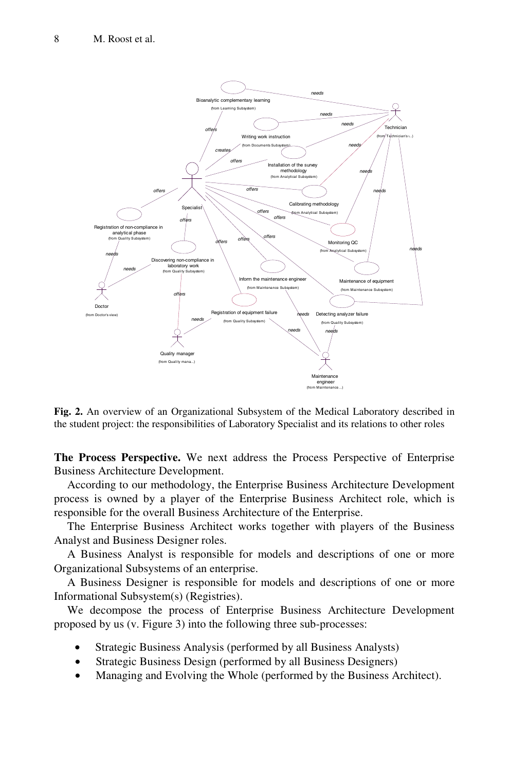**Fig. 2.** An overview of an Organizational Subsystem of the Medical Laboratory described in the student project: the responsibilities of Laboratory Specialist and its relations to other roles

**The Process Perspective.** We next address the Process Perspective of Enterprise Business Architecture Development.

According to our methodology, the Enterprise Business Architecture Development process is owned by a player of the Enterprise Business Architect role, which is responsible for the overall Business Architecture of the Enterprise.

The Enterprise Business Architect works together with players of the Business Analyst and Business Designer roles.

A Business Analyst is responsible for models and descriptions of one or more Organizational Subsystems of an enterprise.

A Business Designer is responsible for models and descriptions of one or more Informational Subsystem(s) (Registries).

We decompose the process of Enterprise Business Architecture Development proposed by us (v. Figure 3) into the following three sub-processes:

- Strategic Business Analysis (performed by all Business Analysts)
- Strategic Business Design (performed by all Business Designers)
- Managing and Evolving the Whole (performed by the Business Architect).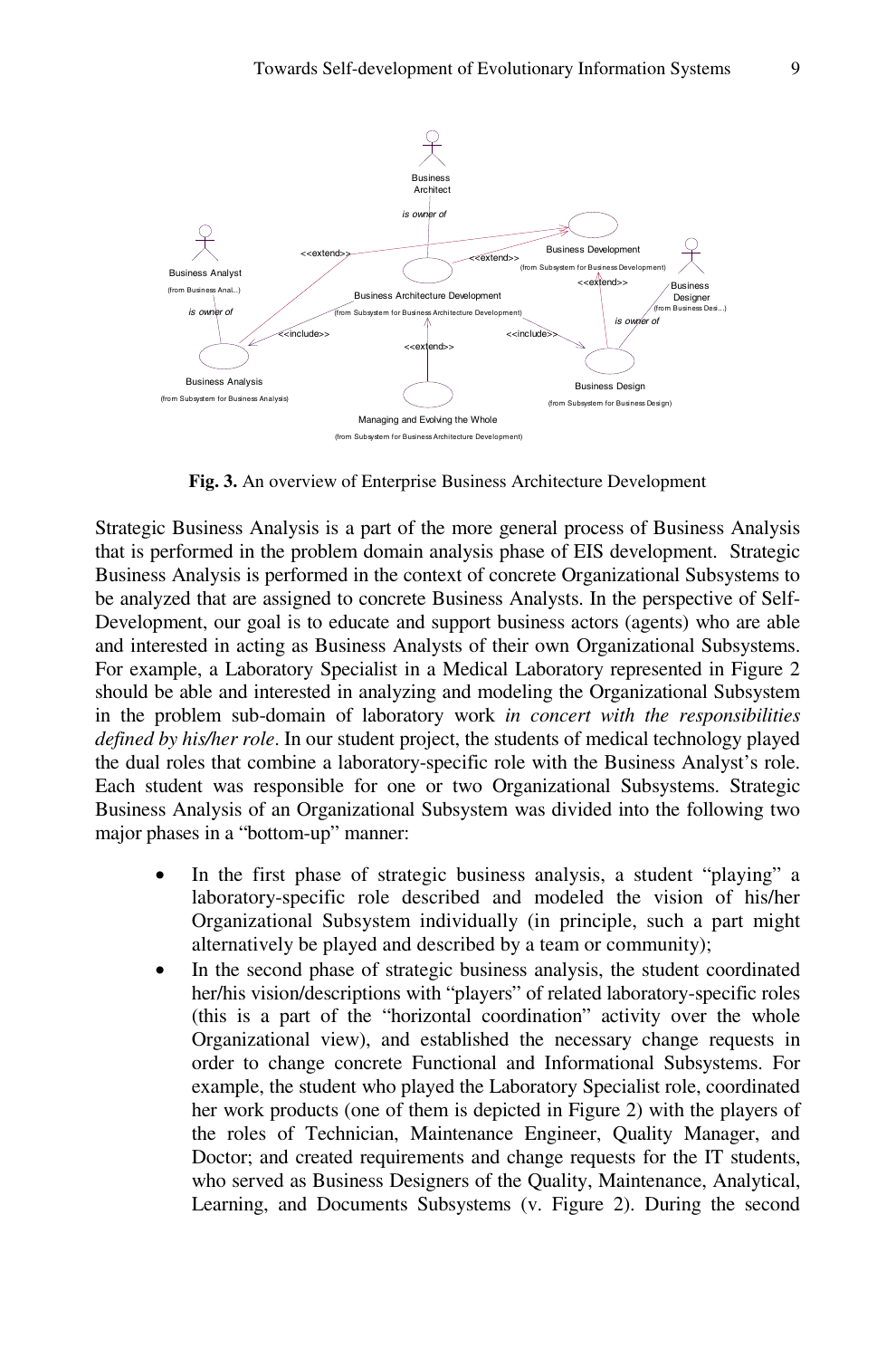**Fig. 3.** An overview of Enterprise Business Architecture Development

Strategic Business Analysis is a part of the more general process of Business Analysis that is performed in the problem domain analysis phase of EIS development. Strategic Business Analysis is performed in the context of concrete Organizational Subsystems to be analyzed that are assigned to concrete Business Analysts. In the perspective of Self-Development, our goal is to educate and support business actors (agents) who are able and interested in acting as Business Analysts of their own Organizational Subsystems. For example, a Laboratory Specialist in a Medical Laboratory represented in Figure 2 should be able and interested in analyzing and modeling the Organizational Subsystem in the problem sub-domain of laboratory work *in concert with the responsibilities defined by his/her role*. In our student project, the students of medical technology played the dual roles that combine a laboratory-specific role with the Business Analyst's role. Each student was responsible for one or two Organizational Subsystems. Strategic Business Analysis of an Organizational Subsystem was divided into the following two major phases in a "bottom-up" manner:

- In the first phase of strategic business analysis, a student "playing" a laboratory-specific role described and modeled the vision of his/her Organizational Subsystem individually (in principle, such a part might alternatively be played and described by a team or community);
- In the second phase of strategic business analysis, the student coordinated her/his vision/descriptions with "players" of related laboratory-specific roles (this is a part of the "horizontal coordination" activity over the whole Organizational view), and established the necessary change requests in order to change concrete Functional and Informational Subsystems. For example, the student who played the Laboratory Specialist role, coordinated her work products (one of them is depicted in Figure 2) with the players of the roles of Technician, Maintenance Engineer, Quality Manager, and Doctor; and created requirements and change requests for the IT students, who served as Business Designers of the Quality, Maintenance, Analytical, Learning, and Documents Subsystems (v. Figure 2). During the second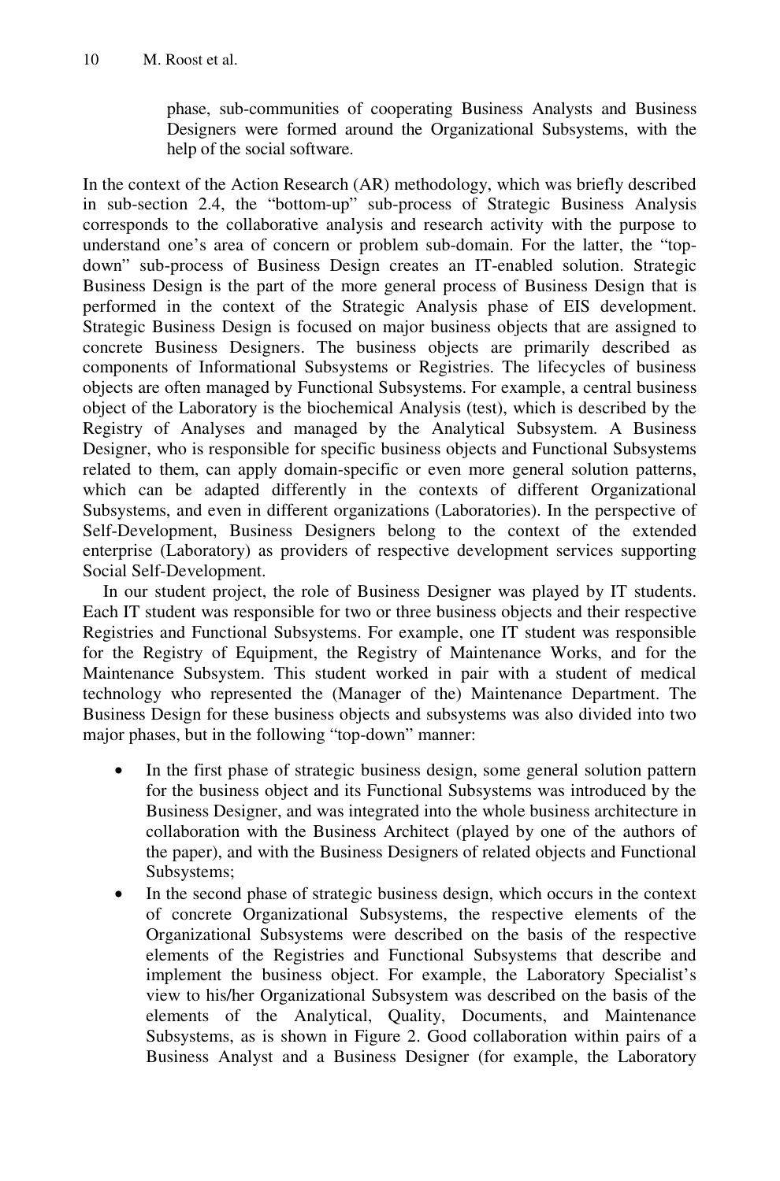phase, sub-communities of cooperating Business Analysts and Business Designers were formed around the Organizational Subsystems, with the help of the social software.

In the context of the Action Research (AR) methodology, which was briefly described in sub-section 2.4, the "bottom-up" sub-process of Strategic Business Analysis corresponds to the collaborative analysis and research activity with the purpose to understand one's area of concern or problem sub-domain. For the latter, the "top-down" sub-process of Business Design creates an IT-enabled solution. Strategic Business Design is the part of the more general process of Business Design that is performed in the context of the Strategic Analysis phase of EIS development. Strategic Business Design is focused on major business objects that are assigned to concrete Business Designers. The business objects are primarily described as components of Informational Subsystems or Registries. The lifecycles of business objects are often managed by Functional Subsystems. For example, a central business object of the Laboratory is the biochemical Analysis (test), which is described by the Registry of Analyses and managed by the Analytical Subsystem. A Business Designer, who is responsible for specific business objects and Functional Subsystems related to them, can apply domain-specific or even more general solution patterns, which can be adapted differently in the contexts of different Organizational Subsystems, and even in different organizations (Laboratories). In the perspective of Self-Development, Business Designers belong to the context of the extended enterprise (Laboratory) as providers of respective development services supporting Social Self-Development.

In our student project, the role of Business Designer was played by IT students. Each IT student was responsible for two or three business objects and their respective Registries and Functional Subsystems. For example, one IT student was responsible for the Registry of Equipment, the Registry of Maintenance Works, and for the Maintenance Subsystem. This student worked in pair with a student of medical technology who represented the (Manager of the) Maintenance Department. The Business Design for these business objects and subsystems was also divided into two major phases, but in the following "top-down" manner:

- In the first phase of strategic business design, some general solution pattern for the business object and its Functional Subsystems was introduced by the Business Designer, and was integrated into the whole business architecture in collaboration with the Business Architect (played by one of the authors of the paper), and with the Business Designers of related objects and Functional Subsystems;
- In the second phase of strategic business design, which occurs in the context of concrete Organizational Subsystems, the respective elements of the Organizational Subsystems were described on the basis of the respective elements of the Registries and Functional Subsystems that describe and implement the business object. For example, the Laboratory Specialist's view to his/her Organizational Subsystem was described on the basis of the elements of the Analytical, Quality, Documents, and Maintenance Subsystems, as is shown in Figure 2. Good collaboration within pairs of a Business Analyst and a Business Designer (for example, the Laboratory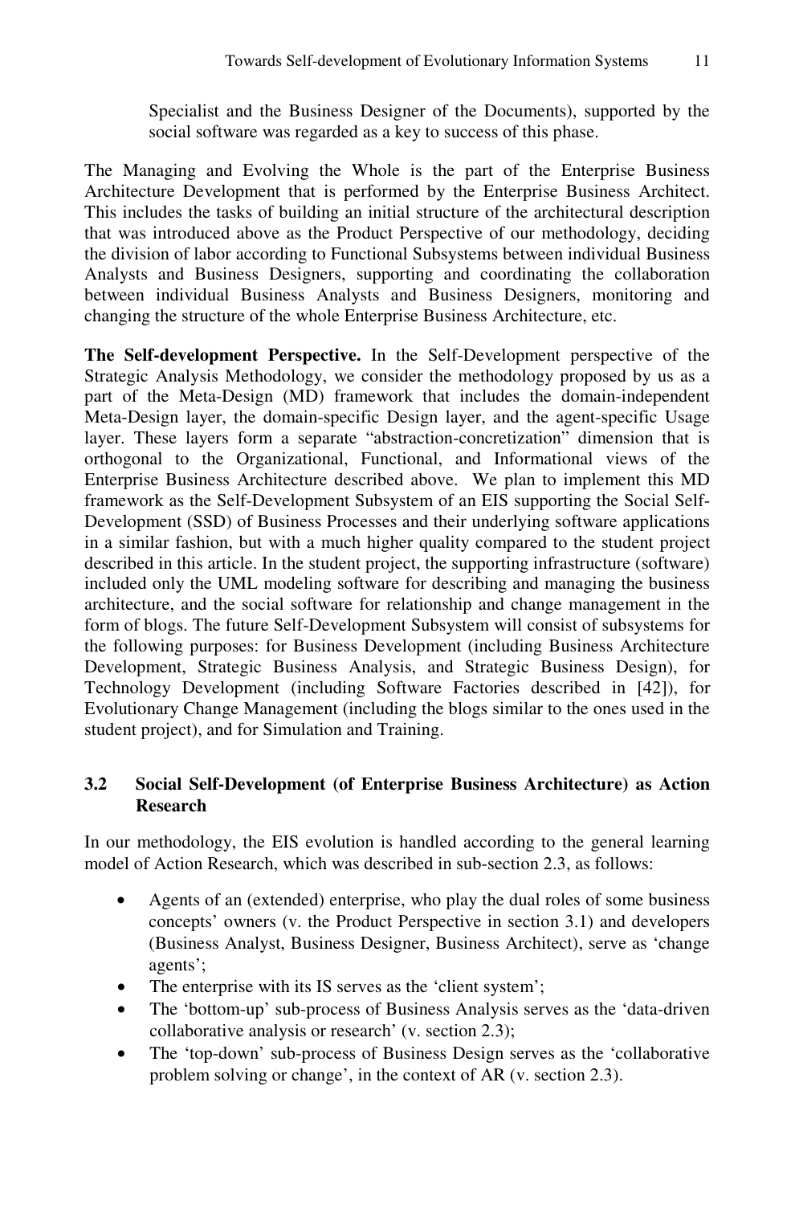Specialist and the Business Designer of the Documents), supported by the social software was regarded as a key to success of this phase.

The Managing and Evolving the Whole is the part of the Enterprise Business Architecture Development that is performed by the Enterprise Business Architect. This includes the tasks of building an initial structure of the architectural description that was introduced above as the Product Perspective of our methodology, deciding the division of labor according to Functional Subsystems between individual Business Analysts and Business Designers, supporting and coordinating the collaboration between individual Business Analysts and Business Designers, monitoring and changing the structure of the whole Enterprise Business Architecture, etc.

**The Self-development Perspective.** In the Self-Development perspective of the Strategic Analysis Methodology, we consider the methodology proposed by us as a part of the Meta-Design (MD) framework that includes the domain-independent Meta-Design layer, the domain-specific Design layer, and the agent-specific Usage layer. These layers form a separate "abstraction-concretization" dimension that is orthogonal to the Organizational, Functional, and Informational views of the Enterprise Business Architecture described above. We plan to implement this MD framework as the Self-Development Subsystem of an EIS supporting the Social Self-Development (SSD) of Business Processes and their underlying software applications in a similar fashion, but with a much higher quality compared to the student project described in this article. In the student project, the supporting infrastructure (software) included only the UML modeling software for describing and managing the business architecture, and the social software for relationship and change management in the form of blogs. The future Self-Development Subsystem will consist of subsystems for the following purposes: for Business Development (including Business Architecture Development, Strategic Business Analysis, and Strategic Business Design), for Technology Development (including Software Factories described in [42]), for Evolutionary Change Management (including the blogs similar to the ones used in the student project), and for Simulation and Training.

### 3.2 Social Self-Development (of Enterprise Business Architecture) as Action Research

In our methodology, the EIS evolution is handled according to the general learning model of Action Research, which was described in sub-section 2.3, as follows:

- Agents of an (extended) enterprise, who play the dual roles of some business concepts' owners (v. the Product Perspective in section 3.1) and developers (Business Analyst, Business Designer, Business Architect), serve as 'change agents';
- The enterprise with its IS serves as the 'client system';
- The 'bottom-up' sub-process of Business Analysis serves as the 'data-driven collaborative analysis or research' (v. section 2.3);
- The 'top-down' sub-process of Business Design serves as the 'collaborative problem solving or change', in the context of AR (v. section 2.3).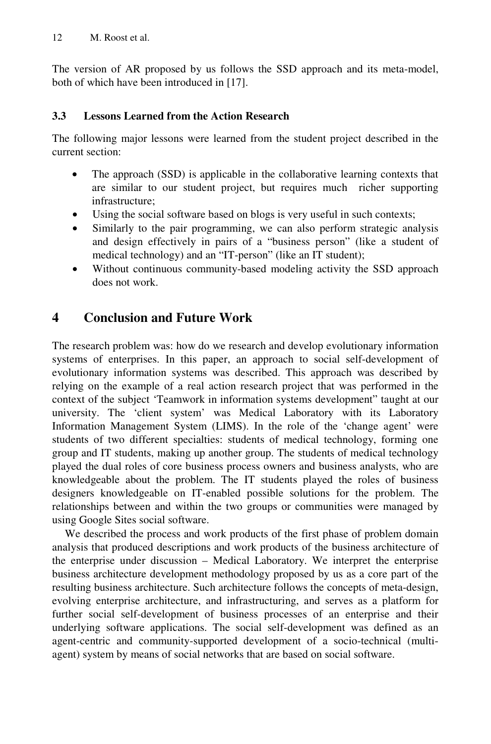The version of AR proposed by us follows the SSD approach and its meta-model, both of which have been introduced in [17].

### 3.3 Lessons Learned from the Action Research

The following major lessons were learned from the student project described in the current section:

- The approach (SSD) is applicable in the collaborative learning contexts that are similar to our student project, but requires much richer supporting infrastructure;
- Using the social software based on blogs is very useful in such contexts;
- Similarly to the pair programming, we can also perform strategic analysis and design effectively in pairs of a "business person" (like a student of medical technology) and an "IT-person" (like an IT student);
- Without continuous community-based modeling activity the SSD approach does not work.

## 4 Conclusion and Future Work

The research problem was: how do we research and develop evolutionary information systems of enterprises. In this paper, an approach to social self-development of evolutionary information systems was described. This approach was described by relying on the example of a real action research project that was performed in the context of the subject 'Teamwork in information systems development" taught at our university. The 'client system' was Medical Laboratory with its Laboratory Information Management System (LIMS). In the role of the 'change agent' were students of two different specialties: students of medical technology, forming one group and IT students, making up another group. The students of medical technology played the dual roles of core business process owners and business analysts, who are knowledgeable about the problem. The IT students played the roles of business designers knowledgeable on IT-enabled possible solutions for the problem. The relationships between and within the two groups or communities were managed by using Google Sites social software.

We described the process and work products of the first phase of problem domain analysis that produced descriptions and work products of the business architecture of the enterprise under discussion – Medical Laboratory. We interpret the enterprise business architecture development methodology proposed by us as a core part of the resulting business architecture. Such architecture follows the concepts of meta-design, evolving enterprise architecture, and infrastructuring, and serves as a platform for further social self-development of business processes of an enterprise and their underlying software applications. The social self-development was defined as an agent-centric and community-supported development of a socio-technical (multi-agent) system by means of social networks that are based on social software.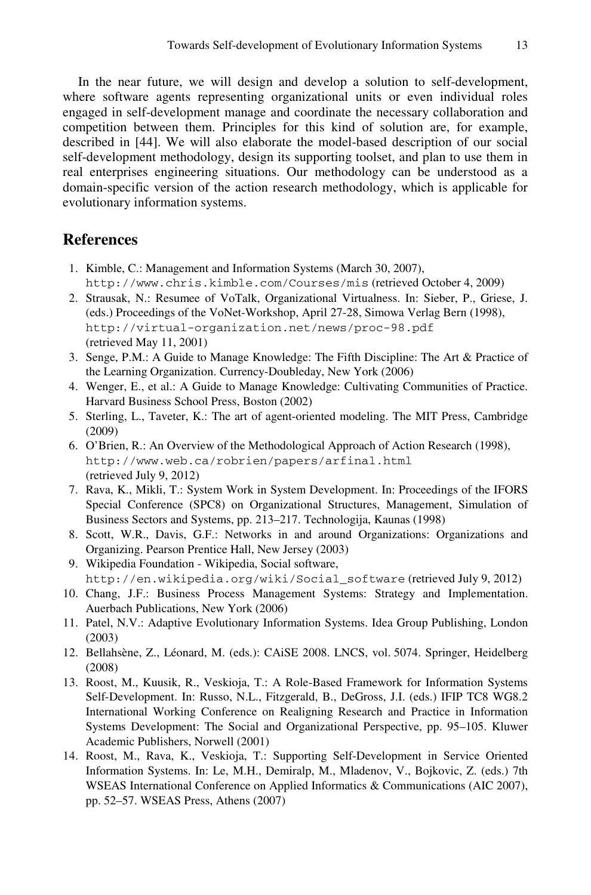In the near future, we will design and develop a solution to self-development, where software agents representing organizational units or even individual roles engaged in self-development manage and coordinate the necessary collaboration and competition between them. Principles for this kind of solution are, for example, described in [44]. We will also elaborate the model-based description of our social self-development methodology, design its supporting toolset, and plan to use them in real enterprises engineering situations. Our methodology can be understood as a domain-specific version of the action research methodology, which is applicable for evolutionary information systems.

## References

1. Kimble, C.: Management and Information Systems (March 30, 2007), http://www.chris.kimble.com/Courses/mis (retrieved October 4, 2009)
2. Strausak, N.: Resumee of VoTalk, Organizational Virtualness. In: Sieber, P., Griese, J. (eds.) Proceedings of the VoNet-Workshop, April 27-28, Simowa Verlag Bern (1998), http://virtual-organization.net/news/proc-98.pdf (retrieved May 11, 2001)
3. Senge, P.M.: A Guide to Manage Knowledge: The Fifth Discipline: The Art & Practice of the Learning Organization. Currency-Doubleday, New York (2006)
4. Wenger, E., et al.: A Guide to Manage Knowledge: Cultivating Communities of Practice. Harvard Business School Press, Boston (2002)
5. Sterling, L., Taveter, K.: The art of agent-oriented modeling. The MIT Press, Cambridge (2009)
6. O'Brien, R.: An Overview of the Methodological Approach of Action Research (1998), http://www.web.ca/robrien/papers/arfinal.html (retrieved July 9, 2012)
7. Rava, K., Mikli, T.: System Work in System Development. In: Proceedings of the IFORS Special Conference (SPC8) on Organizational Structures, Management, Simulation of Business Sectors and Systems, pp. 213–217. Technologija, Kaunas (1998)
8. Scott, W.R., Davis, G.F.: Networks in and around Organizations: Organizations and Organizing. Pearson Prentice Hall, New Jersey (2003)
9. Wikipedia Foundation - Wikipedia, Social software, http://en.wikipedia.org/wiki/Social_software (retrieved July 9, 2012)
10. Chang, J.F.: Business Process Management Systems: Strategy and Implementation. Auerbach Publications, New York (2006)
11. Patel, N.V.: Adaptive Evolutionary Information Systems. Idea Group Publishing, London (2003)
12. Bellahsène, Z., Léonard, M. (eds.): CAiSE 2008. LNCS, vol. 5074. Springer, Heidelberg (2008)
13. Roost, M., Kuusik, R., Veskioja, T.: A Role-Based Framework for Information Systems Self-Development. In: Russo, N.L., Fitzgerald, B., DeGross, J.I. (eds.) IFIP TC8 WG8.2 International Working Conference on Realigning Research and Practice in Information Systems Development: The Social and Organizational Perspective, pp. 95–105. Kluwer Academic Publishers, Norwell (2001)
14. Roost, M., Rava, K., Veskioja, T.: Supporting Self-Development in Service Oriented Information Systems. In: Le, M.H., Demiralp, M., Mladenov, V., Bojkovic, Z. (eds.) 7th WSEAS International Conference on Applied Informatics & Communications (AIC 2007), pp. 52–57. WSEAS Press, Athens (2007)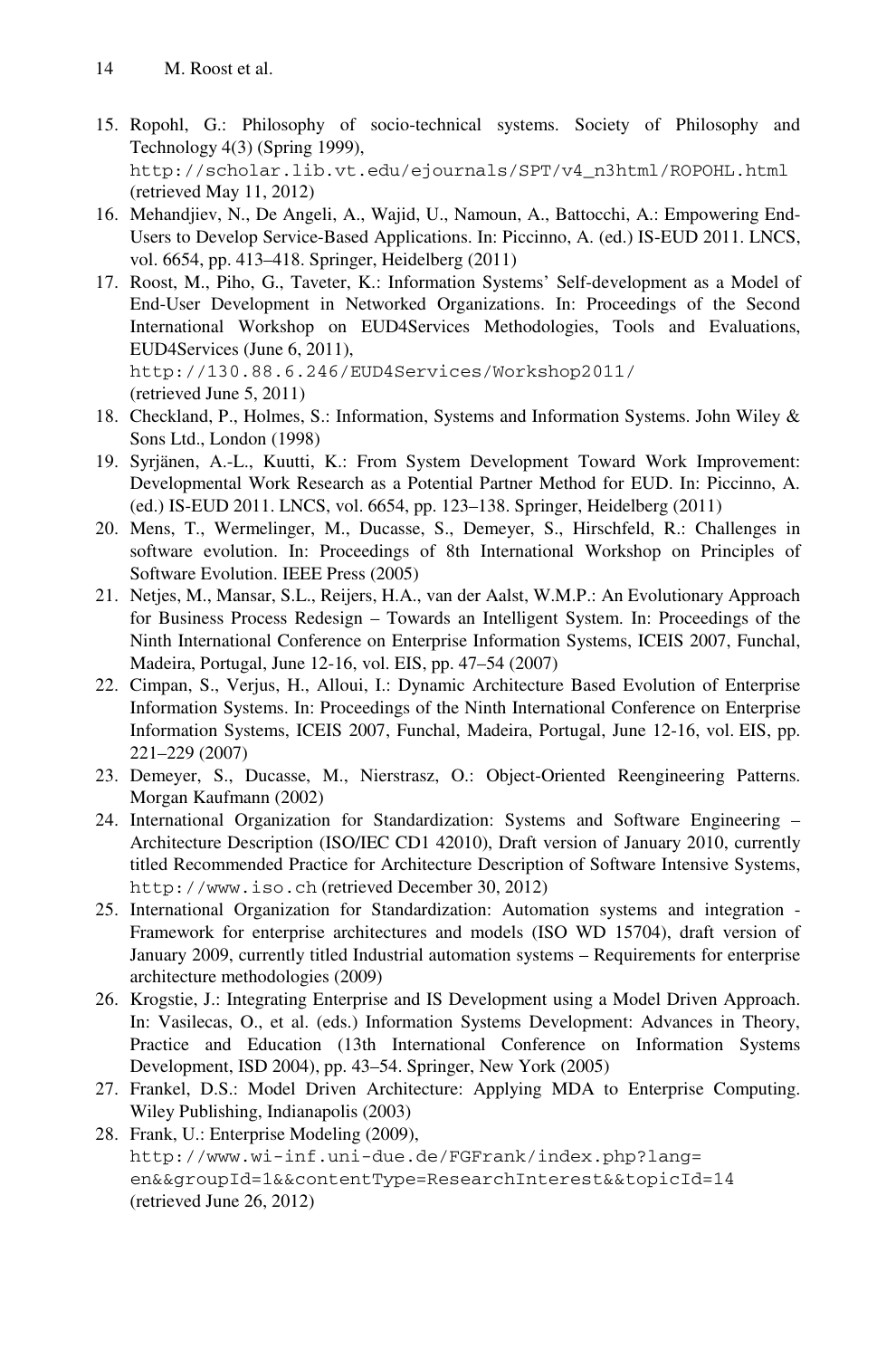15. Ropohl, G.: Philosophy of socio-technical systems. Society of Philosophy and Technology 4(3) (Spring 1999), http://scholar.lib.vt.edu/ejournals/SPT/v4_n3html/ROPOHL.html (retrieved May 11, 2012)
16. Mehandjiev, N., De Angeli, A., Wajid, U., Namoun, A., Battocchi, A.: Empowering End-Users to Develop Service-Based Applications. In: Piccinno, A. (ed.) IS-EUD 2011. LNCS, vol. 6654, pp. 413–418. Springer, Heidelberg (2011)
17. Roost, M., Piho, G., Taveter, K.: Information Systems' Self-development as a Model of End-User Development in Networked Organizations. In: Proceedings of the Second International Workshop on EUD4Services Methodologies, Tools and Evaluations, EUD4Services (June 6, 2011), http://130.88.6.246/EUD4Services/Workshop2011/ (retrieved June 5, 2011)
18. Checkland, P., Holmes, S.: Information, Systems and Information Systems. John Wiley & Sons Ltd., London (1998)
19. Syrjänen, A.-L., Kuutti, K.: From System Development Toward Work Improvement: Developmental Work Research as a Potential Partner Method for EUD. In: Piccinno, A. (ed.) IS-EUD 2011. LNCS, vol. 6654, pp. 123–138. Springer, Heidelberg (2011)
20. Mens, T., Wermelinger, M., Ducasse, S., Demeyer, S., Hirschfeld, R.: Challenges in software evolution. In: Proceedings of 8th International Workshop on Principles of Software Evolution. IEEE Press (2005)
21. Netjes, M., Mansar, S.L., Reijers, H.A., van der Aalst, W.M.P.: An Evolutionary Approach for Business Process Redesign – Towards an Intelligent System. In: Proceedings of the Ninth International Conference on Enterprise Information Systems, ICEIS 2007, Funchal, Madeira, Portugal, June 12-16, vol. EIS, pp. 47–54 (2007)
22. Cimpan, S., Verjus, H., Alloui, I.: Dynamic Architecture Based Evolution of Enterprise Information Systems. In: Proceedings of the Ninth International Conference on Enterprise Information Systems, ICEIS 2007, Funchal, Madeira, Portugal, June 12-16, vol. EIS, pp. 221–229 (2007)
23. Demeyer, S., Ducasse, M., Nierstrasz, O.: Object-Oriented Reengineering Patterns. Morgan Kaufmann (2002)
24. International Organization for Standardization: Systems and Software Engineering – Architecture Description (ISO/IEC CD1 42010), Draft version of January 2010, currently titled Recommended Practice for Architecture Description of Software Intensive Systems, http://www.iso.ch (retrieved December 30, 2012)
25. International Organization for Standardization: Automation systems and integration - Framework for enterprise architectures and models (ISO WD 15704), draft version of January 2009, currently titled Industrial automation systems – Requirements for enterprise architecture methodologies (2009)
26. Krogstie, J.: Integrating Enterprise and IS Development using a Model Driven Approach. In: Vasilecas, O., et al. (eds.) Information Systems Development: Advances in Theory, Practice and Education (13th International Conference on Information Systems Development, ISD 2004), pp. 43–54. Springer, New York (2005)
27. Frankel, D.S.: Model Driven Architecture: Applying MDA to Enterprise Computing. Wiley Publishing, Indianapolis (2003)
28. Frank, U.: Enterprise Modeling (2009), http://www.wi-inf.uni-due.de/FGFrank/index.php?lang=en&&groupId=1&&contentType=ResearchInterest&&topicId=14 (retrieved June 26, 2012)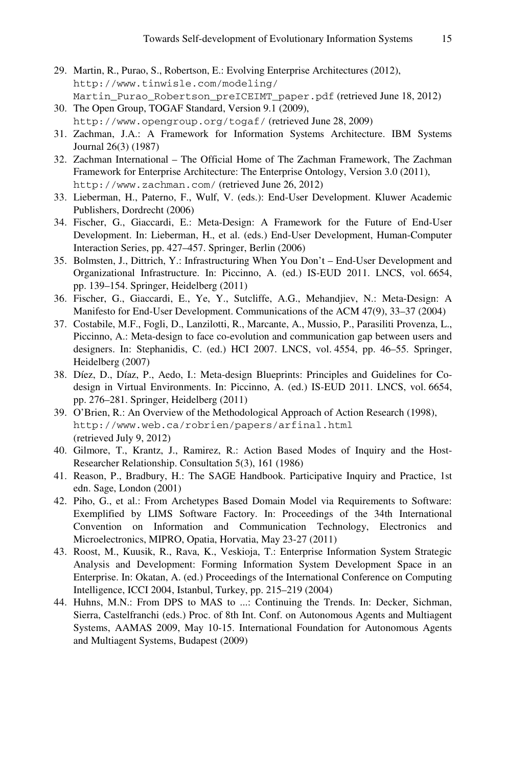29. Martin, R., Purao, S., Robertson, E.: Evolving Enterprise Architectures (2012), http://www.tinwisle.com/modeling/Martin_Purao_Robertson_preICEIMT_paper.pdf (retrieved June 18, 2012)
30. The Open Group, TOGAF Standard, Version 9.1 (2009), http://www.opengroup.org/togaf/ (retrieved June 28, 2009)
31. Zachman, J.A.: A Framework for Information Systems Architecture. IBM Systems Journal 26(3) (1987)
32. Zachman International – The Official Home of The Zachman Framework, The Zachman Framework for Enterprise Architecture: The Enterprise Ontology, Version 3.0 (2011), http://www.zachman.com/ (retrieved June 26, 2012)
33. Lieberman, H., Paterno, F., Wulf, V. (eds.): End-User Development. Kluwer Academic Publishers, Dordrecht (2006)
34. Fischer, G., Giaccardi, E.: Meta-Design: A Framework for the Future of End-User Development. In: Lieberman, H., et al. (eds.) End-User Development, Human-Computer Interaction Series, pp. 427–457. Springer, Berlin (2006)
35. Bolmsten, J., Dittrich, Y.: Infrastructuring When You Don't – End-User Development and Organizational Infrastructure. In: Piccinno, A. (ed.) IS-EUD 2011. LNCS, vol. 6654, pp. 139–154. Springer, Heidelberg (2011)
36. Fischer, G., Giaccardi, E., Ye, Y., Sutcliffe, A.G., Mehandjiev, N.: Meta-Design: A Manifesto for End-User Development. Communications of the ACM 47(9), 33–37 (2004)
37. Costabile, M.F., Fogli, D., Lanzilotti, R., Marcante, A., Mussio, P., Parasiliti Provenza, L., Piccinno, A.: Meta-design to face co-evolution and communication gap between users and designers. In: Stephanidis, C. (ed.) HCI 2007. LNCS, vol. 4554, pp. 46–55. Springer, Heidelberg (2007)
38. Díez, D., Díaz, P., Aedo, I.: Meta-design Blueprints: Principles and Guidelines for Co-design in Virtual Environments. In: Piccinno, A. (ed.) IS-EUD 2011. LNCS, vol. 6654, pp. 276–281. Springer, Heidelberg (2011)
39. O'Brien, R.: An Overview of the Methodological Approach of Action Research (1998), http://www.web.ca/robrien/papers/arfinal.html (retrieved July 9, 2012)
40. Gilmore, T., Krantz, J., Ramirez, R.: Action Based Modes of Inquiry and the Host-Researcher Relationship. Consultation 5(3), 161 (1986)
41. Reason, P., Bradbury, H.: The SAGE Handbook. Participative Inquiry and Practice, 1st edn. Sage, London (2001)
42. Piho, G., et al.: From Archetypes Based Domain Model via Requirements to Software: Exemplified by LIMS Software Factory. In: Proceedings of the 34th International Convention on Information and Communication Technology, Electronics and Microelectronics, MIPRO, Opatia, Horvatia, May 23-27 (2011)
43. Roost, M., Kuusik, R., Rava, K., Veskioja, T.: Enterprise Information System Strategic Analysis and Development: Forming Information System Development Space in an Enterprise. In: Okatan, A. (ed.) Proceedings of the International Conference on Computing Intelligence, ICCI 2004, Istanbul, Turkey, pp. 215–219 (2004)
44. Huhns, M.N.: From DPS to MAS to ...: Continuing the Trends. In: Decker, Sichman, Sierra, Castelfranchi (eds.) Proc. of 8th Int. Conf. on Autonomous Agents and Multiagent Systems, AAMAS 2009, May 10-15. International Foundation for Autonomous Agents and Multiagent Systems, Budapest (2009)